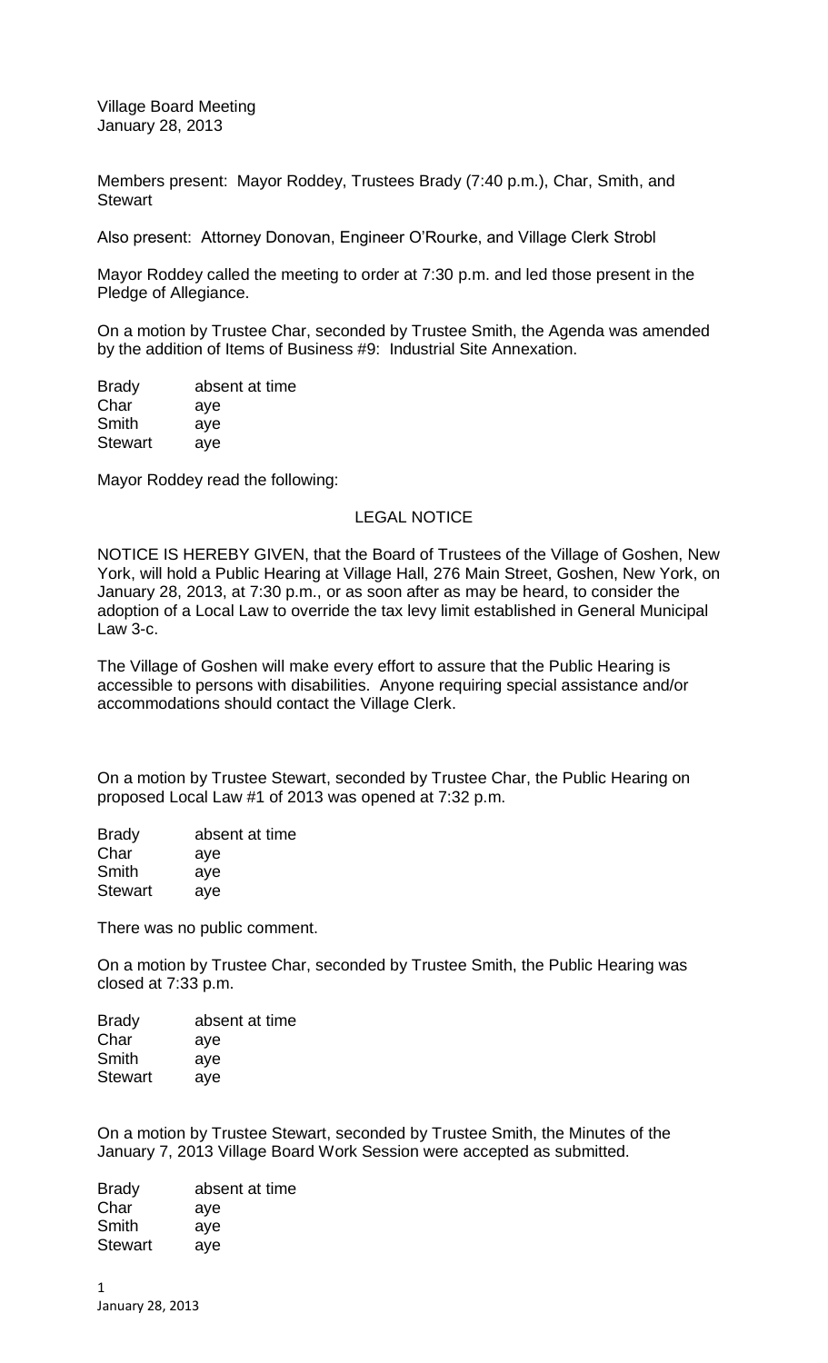Village Board Meeting
January 28, 2013

Members present: Mayor Roddey, Trustees Brady (7:40 p.m.), Char, Smith, and Stewart

Also present: Attorney Donovan, Engineer O'Rourke, and Village Clerk Strobl

Mayor Roddey called the meeting to order at 7:30 p.m. and led those present in the Pledge of Allegiance.

On a motion by Trustee Char, seconded by Trustee Smith, the Agenda was amended by the addition of Items of Business #9: Industrial Site Annexation.

| | |
|---|---|
| Brady | absent at time |
| Char | aye |
| Smith | aye |
| Stewart | aye |

Mayor Roddey read the following:

## LEGAL NOTICE

NOTICE IS HEREBY GIVEN, that the Board of Trustees of the Village of Goshen, New York, will hold a Public Hearing at Village Hall, 276 Main Street, Goshen, New York, on January 28, 2013, at 7:30 p.m., or as soon after as may be heard, to consider the adoption of a Local Law to override the tax levy limit established in General Municipal Law 3-c.

The Village of Goshen will make every effort to assure that the Public Hearing is accessible to persons with disabilities. Anyone requiring special assistance and/or accommodations should contact the Village Clerk.

On a motion by Trustee Stewart, seconded by Trustee Char, the Public Hearing on proposed Local Law #1 of 2013 was opened at 7:32 p.m.

| | |
|---|---|
| Brady | absent at time |
| Char | aye |
| Smith | aye |
| Stewart | aye |

There was no public comment.

On a motion by Trustee Char, seconded by Trustee Smith, the Public Hearing was closed at 7:33 p.m.

| | |
|---|---|
| Brady | absent at time |
| Char | aye |
| Smith | aye |
| Stewart | aye |

On a motion by Trustee Stewart, seconded by Trustee Smith, the Minutes of the January 7, 2013 Village Board Work Session were accepted as submitted.

| | |
|---|---|
| Brady | absent at time |
| Char | aye |
| Smith | aye |
| Stewart | aye |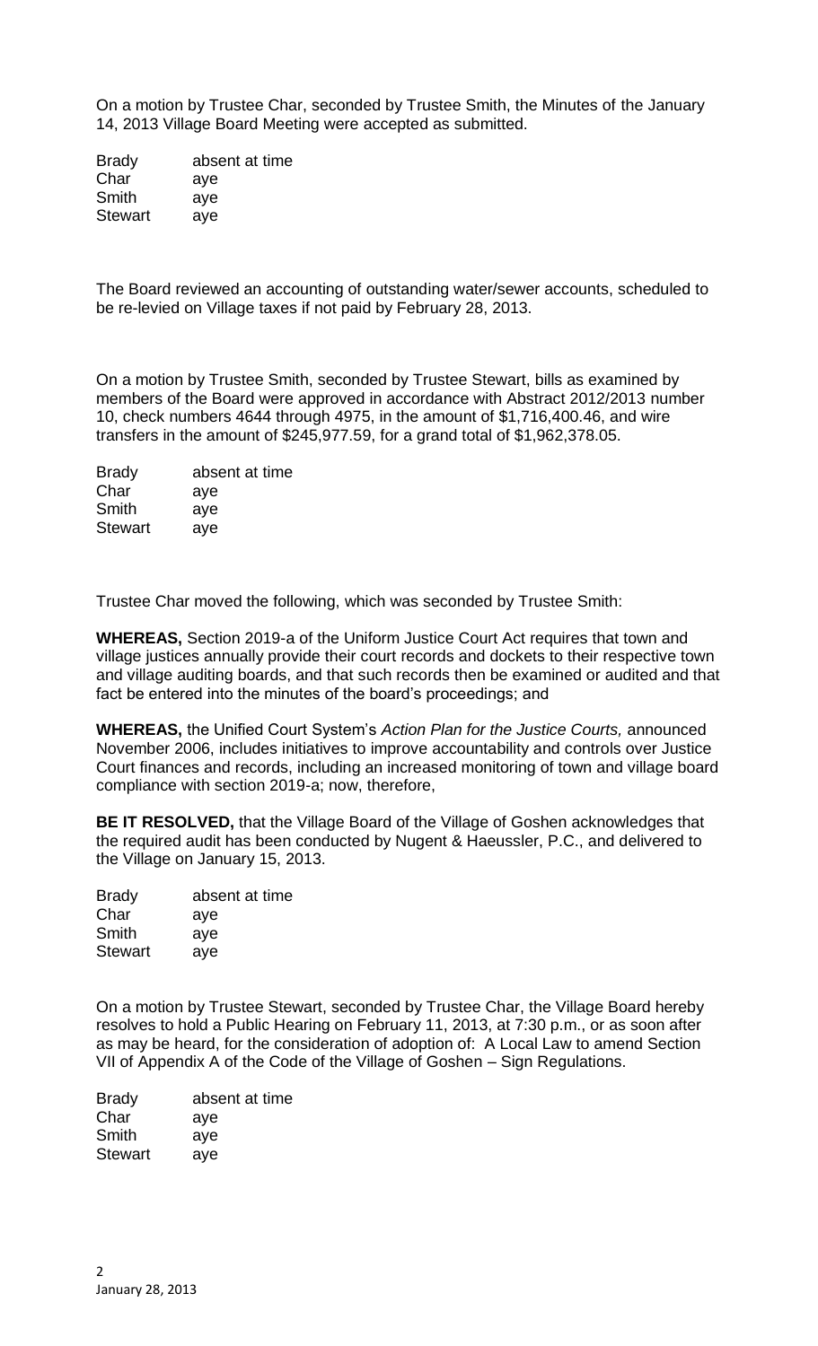On a motion by Trustee Char, seconded by Trustee Smith, the Minutes of the January 14, 2013 Village Board Meeting were accepted as submitted.

| | |
|---|---|
| Brady | absent at time |
| Char | aye |
| Smith | aye |
| Stewart | aye |

The Board reviewed an accounting of outstanding water/sewer accounts, scheduled to be re-levied on Village taxes if not paid by February 28, 2013.

On a motion by Trustee Smith, seconded by Trustee Stewart, bills as examined by members of the Board were approved in accordance with Abstract 2012/2013 number 10, check numbers 4644 through 4975, in the amount of $1,716,400.46, and wire transfers in the amount of $245,977.59, for a grand total of $1,962,378.05.

| | |
|---|---|
| Brady | absent at time |
| Char | aye |
| Smith | aye |
| Stewart | aye |

Trustee Char moved the following, which was seconded by Trustee Smith:

**WHEREAS,** Section 2019-a of the Uniform Justice Court Act requires that town and village justices annually provide their court records and dockets to their respective town and village auditing boards, and that such records then be examined or audited and that fact be entered into the minutes of the board's proceedings; and

**WHEREAS,** the Unified Court System's *Action Plan for the Justice Courts,* announced November 2006, includes initiatives to improve accountability and controls over Justice Court finances and records, including an increased monitoring of town and village board compliance with section 2019-a; now, therefore,

**BE IT RESOLVED,** that the Village Board of the Village of Goshen acknowledges that the required audit has been conducted by Nugent & Haeussler, P.C., and delivered to the Village on January 15, 2013.

| | |
|---|---|
| Brady | absent at time |
| Char | aye |
| Smith | aye |
| Stewart | aye |

On a motion by Trustee Stewart, seconded by Trustee Char, the Village Board hereby resolves to hold a Public Hearing on February 11, 2013, at 7:30 p.m., or as soon after as may be heard, for the consideration of adoption of: A Local Law to amend Section VII of Appendix A of the Code of the Village of Goshen – Sign Regulations.

| | |
|---|---|
| Brady | absent at time |
| Char | aye |
| Smith | aye |
| Stewart | aye |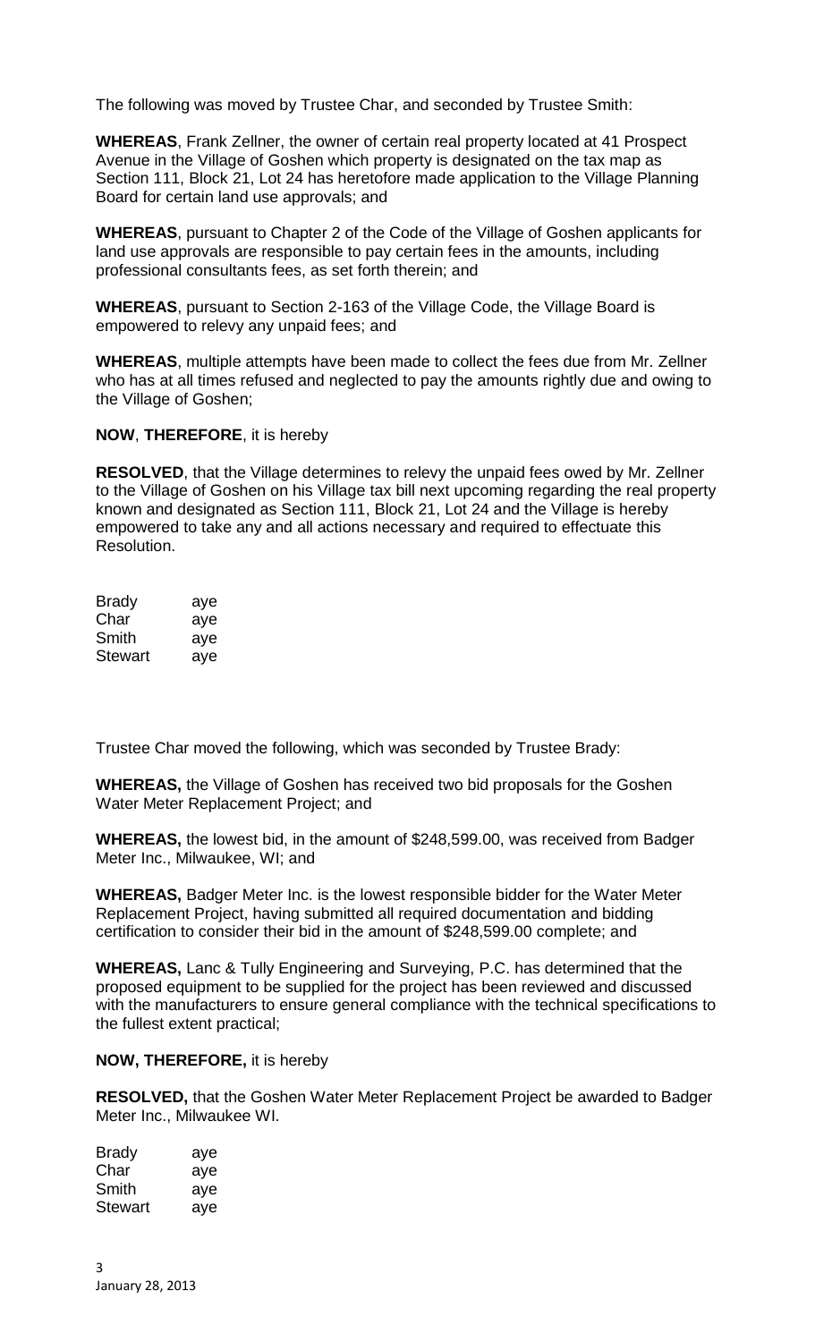The following was moved by Trustee Char, and seconded by Trustee Smith:

**WHEREAS**, Frank Zellner, the owner of certain real property located at 41 Prospect Avenue in the Village of Goshen which property is designated on the tax map as Section 111, Block 21, Lot 24 has heretofore made application to the Village Planning Board for certain land use approvals; and

**WHEREAS**, pursuant to Chapter 2 of the Code of the Village of Goshen applicants for land use approvals are responsible to pay certain fees in the amounts, including professional consultants fees, as set forth therein; and

**WHEREAS**, pursuant to Section 2-163 of the Village Code, the Village Board is empowered to relevy any unpaid fees; and

**WHEREAS**, multiple attempts have been made to collect the fees due from Mr. Zellner who has at all times refused and neglected to pay the amounts rightly due and owing to the Village of Goshen;

**NOW**, **THEREFORE**, it is hereby

**RESOLVED**, that the Village determines to relevy the unpaid fees owed by Mr. Zellner to the Village of Goshen on his Village tax bill next upcoming regarding the real property known and designated as Section 111, Block 21, Lot 24 and the Village is hereby empowered to take any and all actions necessary and required to effectuate this Resolution.

| | |
|---|---|
| Brady | aye |
| Char | aye |
| Smith | aye |
| Stewart | aye |

Trustee Char moved the following, which was seconded by Trustee Brady:

**WHEREAS,** the Village of Goshen has received two bid proposals for the Goshen Water Meter Replacement Project; and

**WHEREAS,** the lowest bid, in the amount of $248,599.00, was received from Badger Meter Inc., Milwaukee, WI; and

**WHEREAS,** Badger Meter Inc. is the lowest responsible bidder for the Water Meter Replacement Project, having submitted all required documentation and bidding certification to consider their bid in the amount of $248,599.00 complete; and

**WHEREAS,** Lanc & Tully Engineering and Surveying, P.C. has determined that the proposed equipment to be supplied for the project has been reviewed and discussed with the manufacturers to ensure general compliance with the technical specifications to the fullest extent practical;

**NOW, THEREFORE,** it is hereby

**RESOLVED,** that the Goshen Water Meter Replacement Project be awarded to Badger Meter Inc., Milwaukee WI.

| | |
|---|---|
| Brady | aye |
| Char | aye |
| Smith | aye |
| Stewart | aye |

January 28, 2013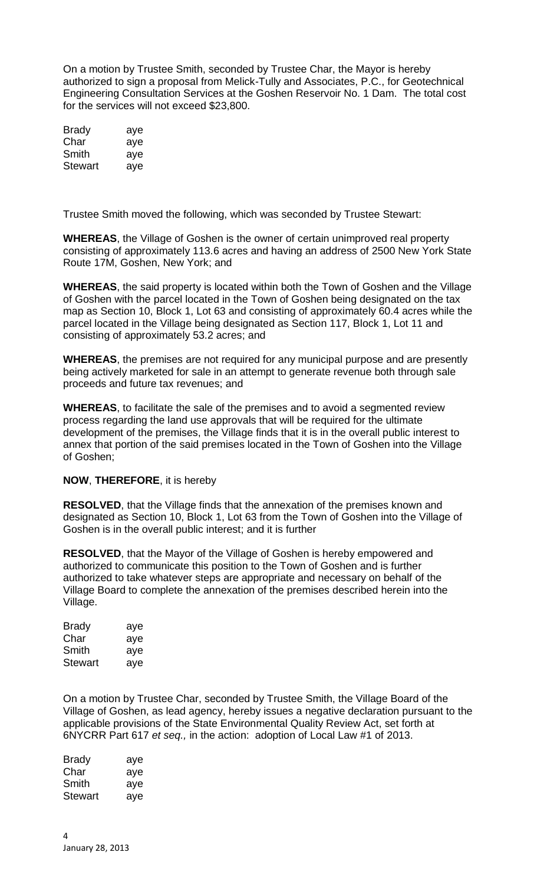On a motion by Trustee Smith, seconded by Trustee Char, the Mayor is hereby authorized to sign a proposal from Melick-Tully and Associates, P.C., for Geotechnical Engineering Consultation Services at the Goshen Reservoir No. 1 Dam. The total cost for the services will not exceed $23,800.

| | |
|---|---|
| Brady | aye |
| Char | aye |
| Smith | aye |
| Stewart | aye |

Trustee Smith moved the following, which was seconded by Trustee Stewart:

**WHEREAS**, the Village of Goshen is the owner of certain unimproved real property consisting of approximately 113.6 acres and having an address of 2500 New York State Route 17M, Goshen, New York; and

**WHEREAS**, the said property is located within both the Town of Goshen and the Village of Goshen with the parcel located in the Town of Goshen being designated on the tax map as Section 10, Block 1, Lot 63 and consisting of approximately 60.4 acres while the parcel located in the Village being designated as Section 117, Block 1, Lot 11 and consisting of approximately 53.2 acres; and

**WHEREAS**, the premises are not required for any municipal purpose and are presently being actively marketed for sale in an attempt to generate revenue both through sale proceeds and future tax revenues; and

**WHEREAS**, to facilitate the sale of the premises and to avoid a segmented review process regarding the land use approvals that will be required for the ultimate development of the premises, the Village finds that it is in the overall public interest to annex that portion of the said premises located in the Town of Goshen into the Village of Goshen;

**NOW**, **THEREFORE**, it is hereby

**RESOLVED**, that the Village finds that the annexation of the premises known and designated as Section 10, Block 1, Lot 63 from the Town of Goshen into the Village of Goshen is in the overall public interest; and it is further

**RESOLVED**, that the Mayor of the Village of Goshen is hereby empowered and authorized to communicate this position to the Town of Goshen and is further authorized to take whatever steps are appropriate and necessary on behalf of the Village Board to complete the annexation of the premises described herein into the Village.

| | |
|---|---|
| Brady | aye |
| Char | aye |
| Smith | aye |
| Stewart | aye |

On a motion by Trustee Char, seconded by Trustee Smith, the Village Board of the Village of Goshen, as lead agency, hereby issues a negative declaration pursuant to the applicable provisions of the State Environmental Quality Review Act, set forth at 6NYCRR Part 617 *et seq.,* in the action: adoption of Local Law #1 of 2013.

| | |
|---|---|
| Brady | aye |
| Char | aye |
| Smith | aye |
| Stewart | aye |

January 28, 2013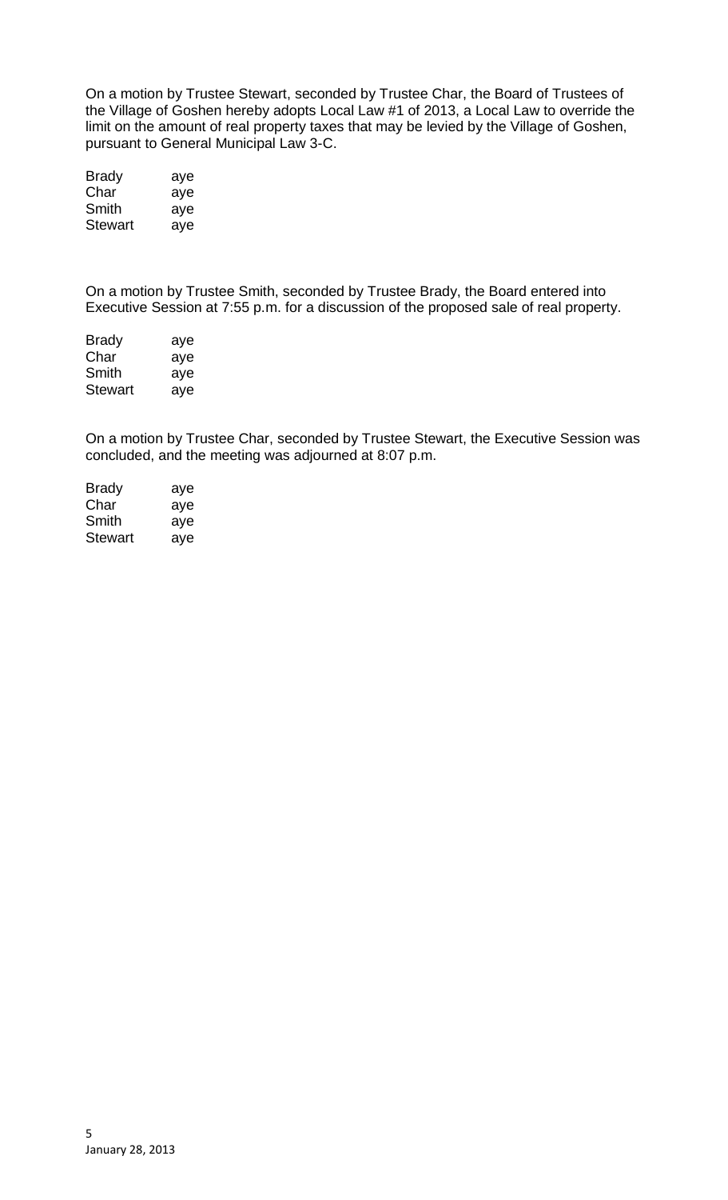On a motion by Trustee Stewart, seconded by Trustee Char, the Board of Trustees of the Village of Goshen hereby adopts Local Law #1 of 2013, a Local Law to override the limit on the amount of real property taxes that may be levied by the Village of Goshen, pursuant to General Municipal Law 3-C.

| | |
|---|---|
| Brady | aye |
| Char | aye |
| Smith | aye |
| Stewart | aye |

On a motion by Trustee Smith, seconded by Trustee Brady, the Board entered into Executive Session at 7:55 p.m. for a discussion of the proposed sale of real property.

| | |
|---|---|
| Brady | aye |
| Char | aye |
| Smith | aye |
| Stewart | aye |

On a motion by Trustee Char, seconded by Trustee Stewart, the Executive Session was concluded, and the meeting was adjourned at 8:07 p.m.

| | |
|---|---|
| Brady | aye |
| Char | aye |
| Smith | aye |
| Stewart | aye |